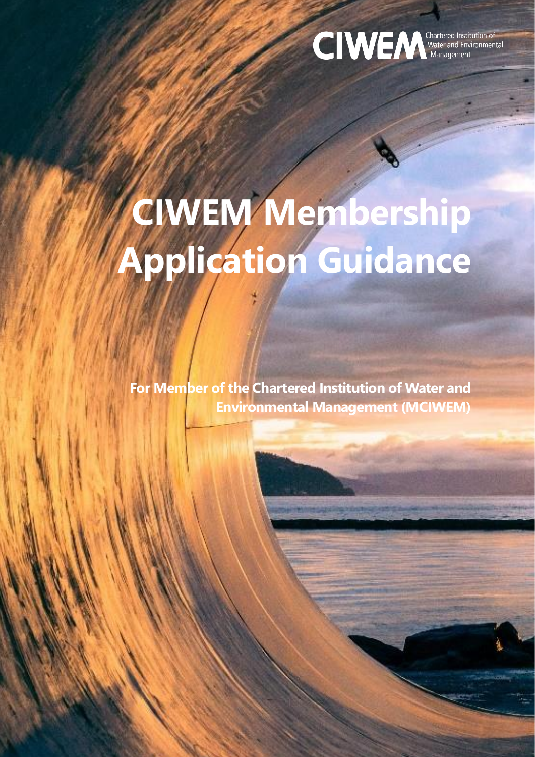CIWEM Chartered Institution of Water and Environmental Management

# CIWEM Membership Application Guidance

**For Member of the Chartered Institution of Water and Environmental Management (MCIWEM)**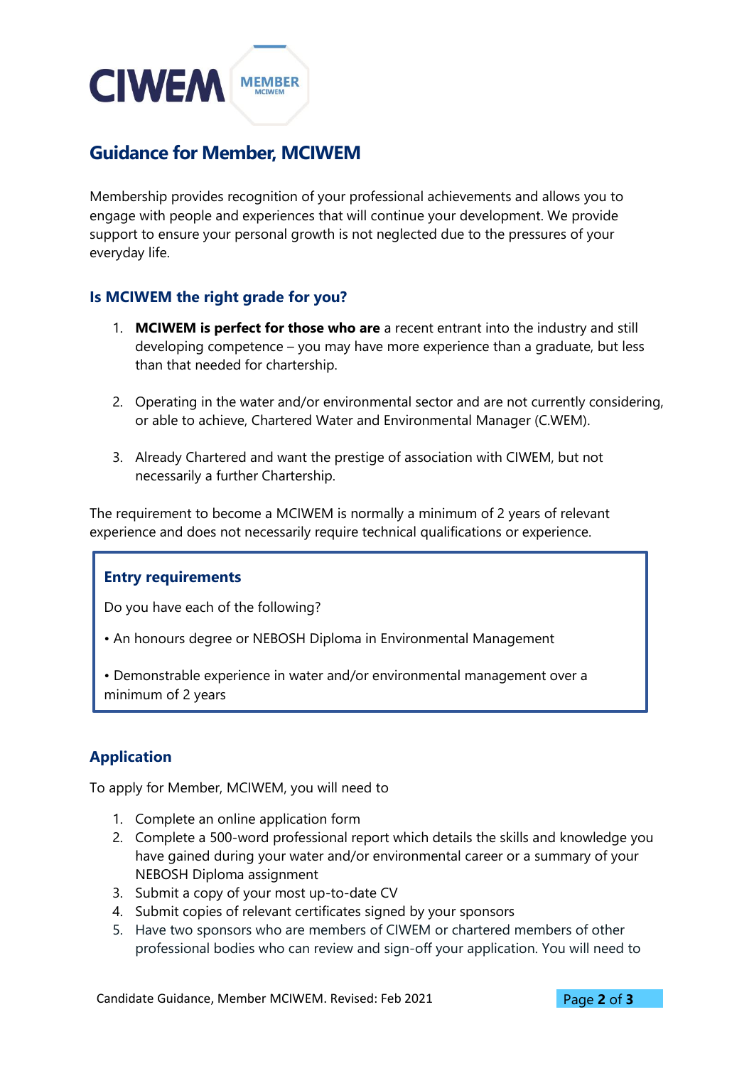# Guidance for Member, MCIWEM

Membership provides recognition of your professional achievements and allows you to engage with people and experiences that will continue your development. We provide support to ensure your personal growth is not neglected due to the pressures of your everyday life.

## Is MCIWEM the right grade for you?

1. **MCIWEM is perfect for those who are** a recent entrant into the industry and still developing competence – you may have more experience than a graduate, but less than that needed for chartership.

2. Operating in the water and/or environmental sector and are not currently considering, or able to achieve, Chartered Water and Environmental Manager (C.WEM).

3. Already Chartered and want the prestige of association with CIWEM, but not necessarily a further Chartership.

The requirement to become a MCIWEM is normally a minimum of 2 years of relevant experience and does not necessarily require technical qualifications or experience.

### Entry requirements

Do you have each of the following?

• An honours degree or NEBOSH Diploma in Environmental Management

• Demonstrable experience in water and/or environmental management over a minimum of 2 years

## Application

To apply for Member, MCIWEM, you will need to

1. Complete an online application form
2. Complete a 500-word professional report which details the skills and knowledge you have gained during your water and/or environmental career or a summary of your NEBOSH Diploma assignment
3. Submit a copy of your most up-to-date CV
4. Submit copies of relevant certificates signed by your sponsors
5. Have two sponsors who are members of CIWEM or chartered members of other professional bodies who can review and sign-off your application. You will need to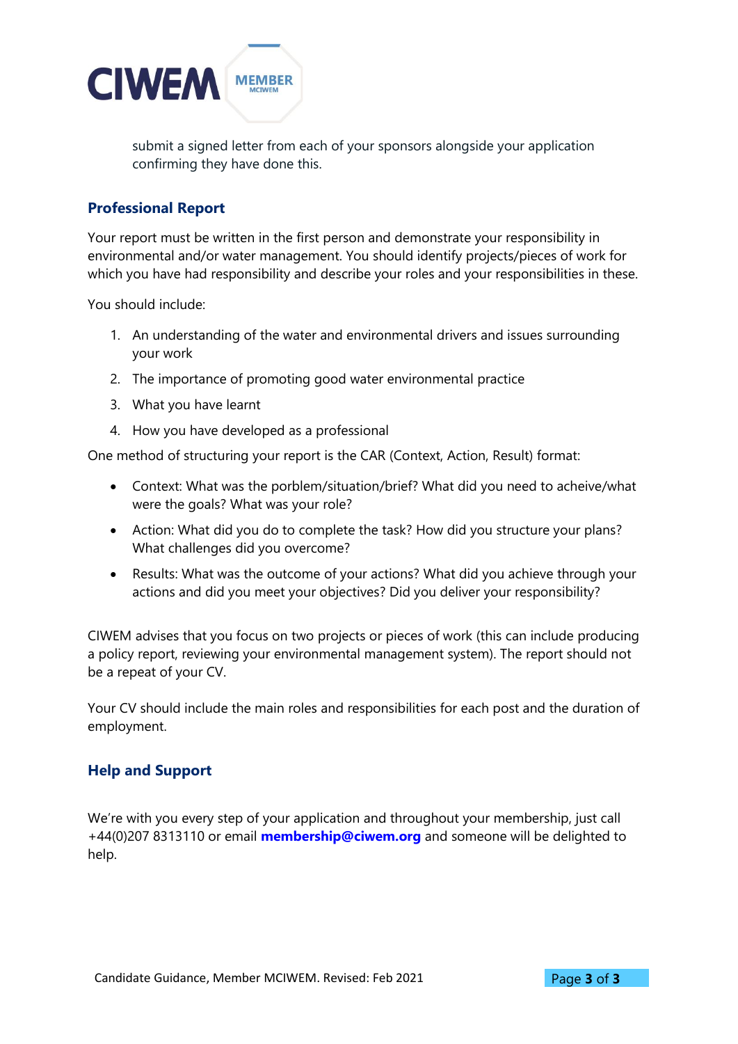submit a signed letter from each of your sponsors alongside your application confirming they have done this.

## Professional Report

Your report must be written in the first person and demonstrate your responsibility in environmental and/or water management. You should identify projects/pieces of work for which you have had responsibility and describe your roles and your responsibilities in these.

You should include:

1. An understanding of the water and environmental drivers and issues surrounding your work
2. The importance of promoting good water environmental practice
3. What you have learnt
4. How you have developed as a professional

One method of structuring your report is the CAR (Context, Action, Result) format:

- Context: What was the porblem/situation/brief? What did you need to acheive/what were the goals? What was your role?
- Action: What did you do to complete the task? How did you structure your plans? What challenges did you overcome?
- Results: What was the outcome of your actions? What did you achieve through your actions and did you meet your objectives? Did you deliver your responsibility?

CIWEM advises that you focus on two projects or pieces of work (this can include producing a policy report, reviewing your environmental management system). The report should not be a repeat of your CV.

Your CV should include the main roles and responsibilities for each post and the duration of employment.

## Help and Support

We're with you every step of your application and throughout your membership, just call +44(0)207 8313110 or email **membership@ciwem.org** and someone will be delighted to help.